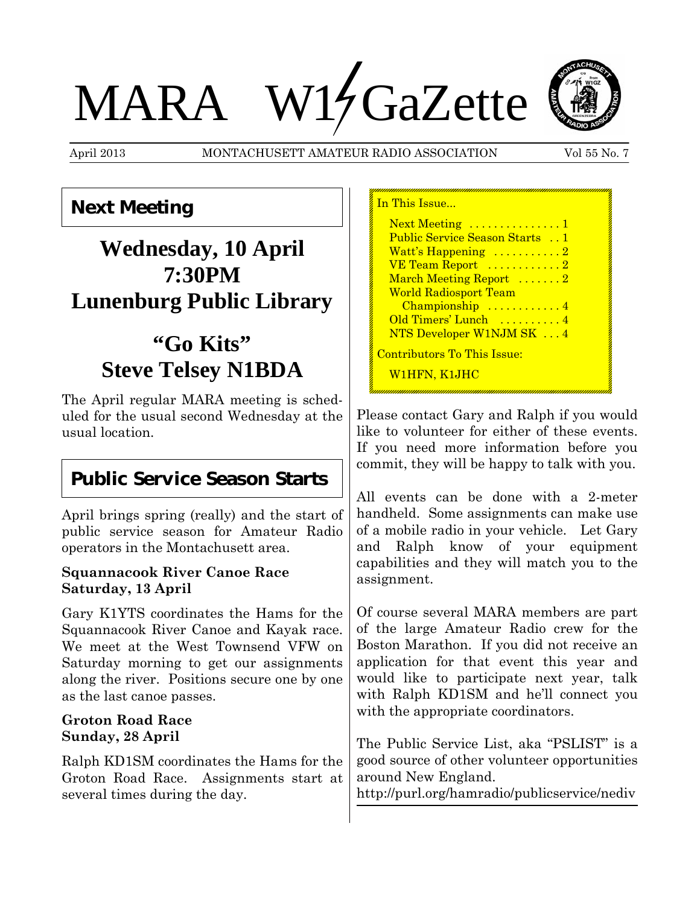# MARA W1GaZette

April 2013 — MONTACHUSETT AMATEUR RADIO ASSOCIATION — Vol 55 No. 7

## Next Meeting

**Wednesday, 10 April**
**7:30PM**
**Lunenburg Public Library**

**"Go Kits"**
**Steve Telsey N1BDA**

The April regular MARA meeting is scheduled for the usual second Wednesday at the usual location.

In This Issue...

- Next Meeting . . . . . . . . . . . . . . 1
- Public Service Season Starts . . 1
- Watt's Happening . . . . . . . . . . . 2
- VE Team Report . . . . . . . . . . . . 2
- March Meeting Report . . . . . . . 2
- World Radiosport Team Championship . . . . . . . . . . . . 4
- Old Timers' Lunch . . . . . . . . . . 4
- NTS Developer W1NJM SK . . . 4

Contributors To This Issue:

W1HFN, K1JHC

## Public Service Season Starts

April brings spring (really) and the start of public service season for Amateur Radio operators in the Montachusett area.

**Squannacook River Canoe Race**
**Saturday, 13 April**

Gary K1YTS coordinates the Hams for the Squannacook River Canoe and Kayak race. We meet at the West Townsend VFW on Saturday morning to get our assignments along the river. Positions secure one by one as the last canoe passes.

**Groton Road Race**
**Sunday, 28 April**

Ralph KD1SM coordinates the Hams for the Groton Road Race. Assignments start at several times during the day.

Please contact Gary and Ralph if you would like to volunteer for either of these events. If you need more information before you commit, they will be happy to talk with you.

All events can be done with a 2-meter handheld. Some assignments can make use of a mobile radio in your vehicle. Let Gary and Ralph know of your equipment capabilities and they will match you to the assignment.

Of course several MARA members are part of the large Amateur Radio crew for the Boston Marathon. If you did not receive an application for that event this year and would like to participate next year, talk with Ralph KD1SM and he'll connect you with the appropriate coordinators.

The Public Service List, aka "PSLIST" is a good source of other volunteer opportunities around New England.
http://purl.org/hamradio/publicservice/nediv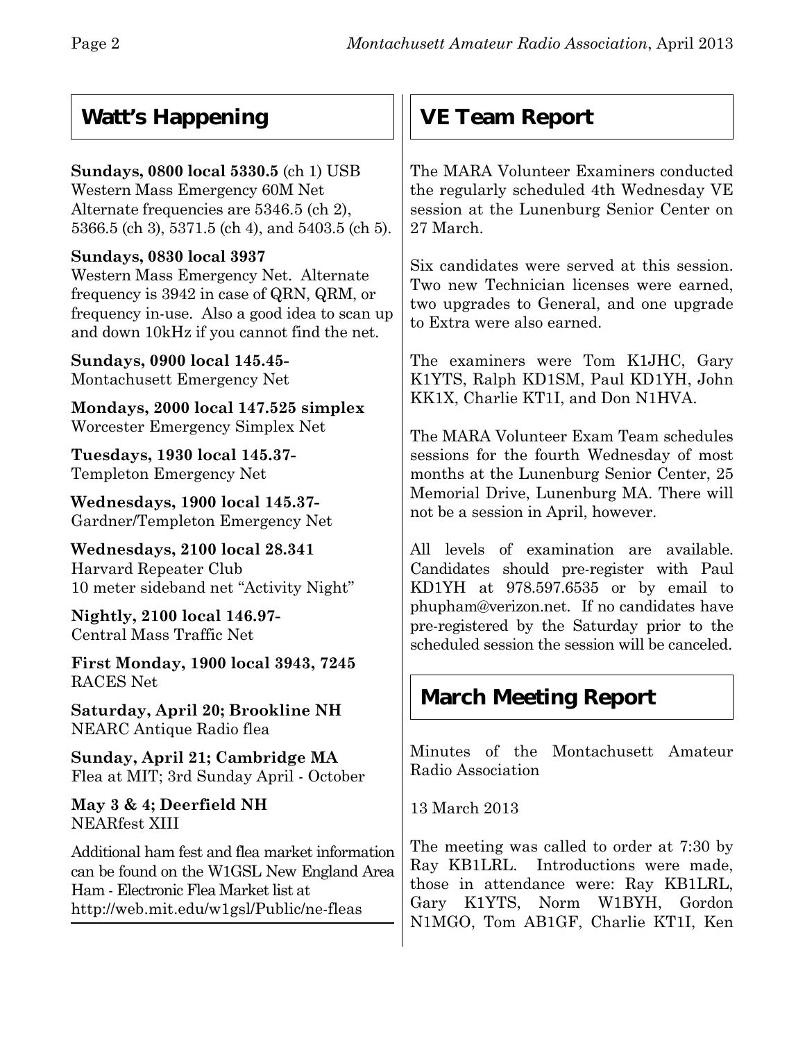## Watt's Happening

**Sundays, 0800 local 5330.5** (ch 1) USB
Western Mass Emergency 60M Net
Alternate frequencies are 5346.5 (ch 2), 5366.5 (ch 3), 5371.5 (ch 4), and 5403.5 (ch 5).

**Sundays, 0830 local 3937**
Western Mass Emergency Net. Alternate frequency is 3942 in case of QRN, QRM, or frequency in-use. Also a good idea to scan up and down 10kHz if you cannot find the net.

**Sundays, 0900 local 145.45-**
Montachusett Emergency Net

**Mondays, 2000 local 147.525 simplex**
Worcester Emergency Simplex Net

**Tuesdays, 1930 local 145.37-**
Templeton Emergency Net

**Wednesdays, 1900 local 145.37-**
Gardner/Templeton Emergency Net

**Wednesdays, 2100 local 28.341**
Harvard Repeater Club
10 meter sideband net "Activity Night"

**Nightly, 2100 local 146.97-**
Central Mass Traffic Net

**First Monday, 1900 local 3943, 7245**
RACES Net

**Saturday, April 20; Brookline NH**
NEARC Antique Radio flea

**Sunday, April 21; Cambridge MA**
Flea at MIT; 3rd Sunday April - October

**May 3 & 4; Deerfield NH**
NEARfest XIII

Additional ham fest and flea market information can be found on the W1GSL New England Area Ham - Electronic Flea Market list at http://web.mit.edu/w1gsl/Public/ne-fleas

## VE Team Report

The MARA Volunteer Examiners conducted the regularly scheduled 4th Wednesday VE session at the Lunenburg Senior Center on 27 March.

Six candidates were served at this session. Two new Technician licenses were earned, two upgrades to General, and one upgrade to Extra were also earned.

The examiners were Tom K1JHC, Gary K1YTS, Ralph KD1SM, Paul KD1YH, John KK1X, Charlie KT1I, and Don N1HVA.

The MARA Volunteer Exam Team schedules sessions for the fourth Wednesday of most months at the Lunenburg Senior Center, 25 Memorial Drive, Lunenburg MA. There will not be a session in April, however.

All levels of examination are available. Candidates should pre-register with Paul KD1YH at 978.597.6535 or by email to phupham@verizon.net. If no candidates have pre-registered by the Saturday prior to the scheduled session the session will be canceled.

## March Meeting Report

Minutes of the Montachusett Amateur Radio Association

13 March 2013

The meeting was called to order at 7:30 by Ray KB1LRL. Introductions were made, those in attendance were: Ray KB1LRL, Gary K1YTS, Norm W1BYH, Gordon N1MGO, Tom AB1GF, Charlie KT1I, Ken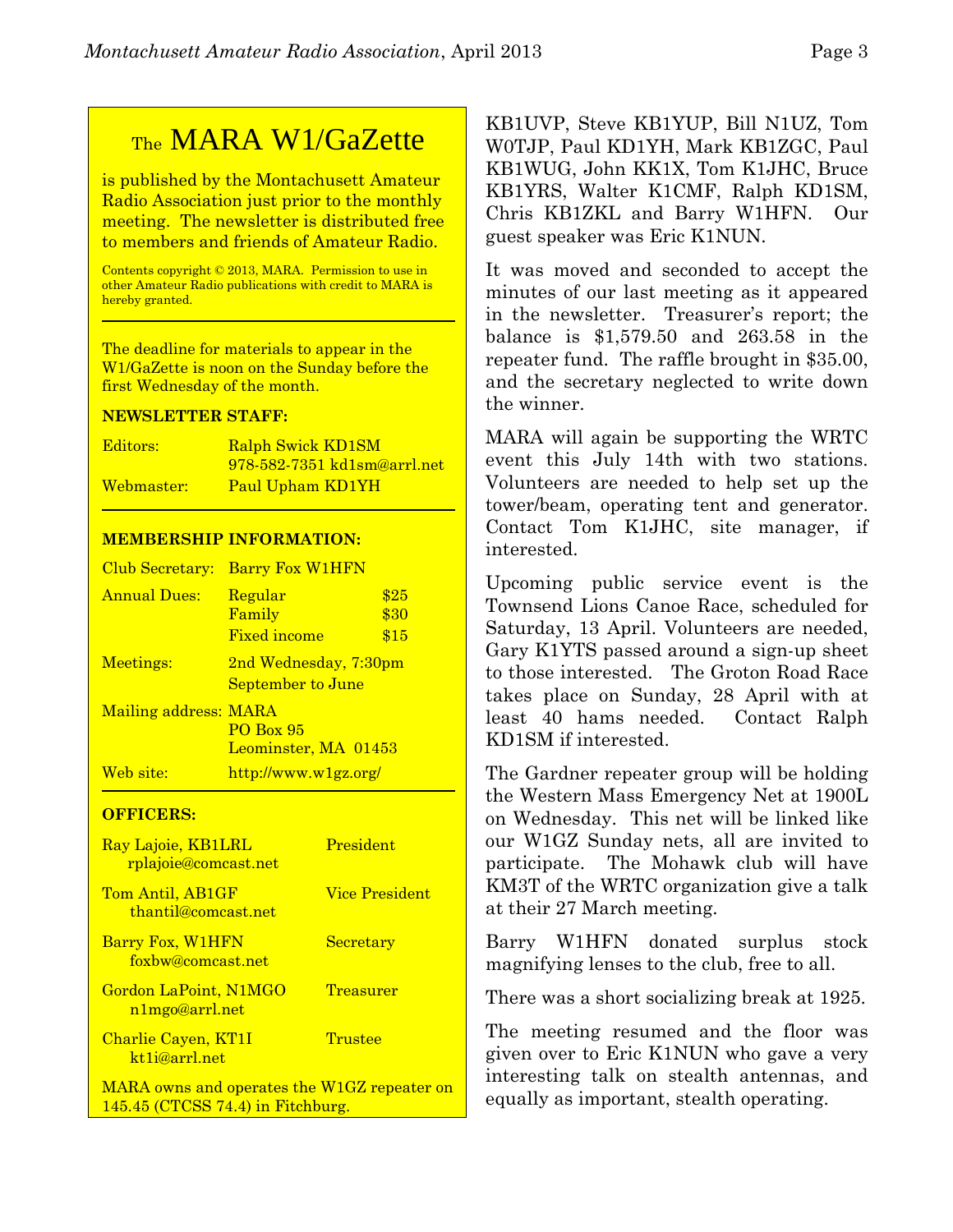# The MARA W1/GaZette

is published by the Montachusett Amateur Radio Association just prior to the monthly meeting. The newsletter is distributed free to members and friends of Amateur Radio.

Contents copyright © 2013, MARA. Permission to use in other Amateur Radio publications with credit to MARA is hereby granted.

---

The deadline for materials to appear in the W1/GaZette is noon on the Sunday before the first Wednesday of the month.

**NEWSLETTER STAFF:**

| | |
|---|---|
| Editors: | Ralph Swick KD1SM<br>978-582-7351 kd1sm@arrl.net |
| Webmaster: | Paul Upham KD1YH |

---

**MEMBERSHIP INFORMATION:**

| | | |
|---|---|---|
| Club Secretary: | Barry Fox W1HFN | |
| Annual Dues: | Regular | $25 |
| | Family | $30 |
| | Fixed income | $15 |
| Meetings: | 2nd Wednesday, 7:30pm<br>September to June | |
| Mailing address: | MARA<br>PO Box 95<br>Leominster, MA 01453 | |
| Web site: | http://www.w1gz.org/ | |

---

**OFFICERS:**

| | |
|---|---|
| Ray Lajoie, KB1LRL<br>rplajoie@comcast.net | President |
| Tom Antil, AB1GF<br>thantil@comcast.net | Vice President |
| Barry Fox, W1HFN<br>foxbw@comcast.net | Secretary |
| Gordon LaPoint, N1MGO<br>n1mgo@arrl.net | Treasurer |
| Charlie Cayen, KT1I<br>kt1i@arrl.net | Trustee |

MARA owns and operates the W1GZ repeater on 145.45 (CTCSS 74.4) in Fitchburg.

---

KB1UVP, Steve KB1YUP, Bill N1UZ, Tom W0TJP, Paul KD1YH, Mark KB1ZGC, Paul KB1WUG, John KK1X, Tom K1JHC, Bruce KB1YRS, Walter K1CMF, Ralph KD1SM, Chris KB1ZKL and Barry W1HFN. Our guest speaker was Eric K1NUN.

It was moved and seconded to accept the minutes of our last meeting as it appeared in the newsletter. Treasurer's report; the balance is $1,579.50 and 263.58 in the repeater fund. The raffle brought in $35.00, and the secretary neglected to write down the winner.

MARA will again be supporting the WRTC event this July 14th with two stations. Volunteers are needed to help set up the tower/beam, operating tent and generator. Contact Tom K1JHC, site manager, if interested.

Upcoming public service event is the Townsend Lions Canoe Race, scheduled for Saturday, 13 April. Volunteers are needed, Gary K1YTS passed around a sign-up sheet to those interested. The Groton Road Race takes place on Sunday, 28 April with at least 40 hams needed. Contact Ralph KD1SM if interested.

The Gardner repeater group will be holding the Western Mass Emergency Net at 1900L on Wednesday. This net will be linked like our W1GZ Sunday nets, all are invited to participate. The Mohawk club will have KM3T of the WRTC organization give a talk at their 27 March meeting.

Barry W1HFN donated surplus stock magnifying lenses to the club, free to all.

There was a short socializing break at 1925.

The meeting resumed and the floor was given over to Eric K1NUN who gave a very interesting talk on stealth antennas, and equally as important, stealth operating.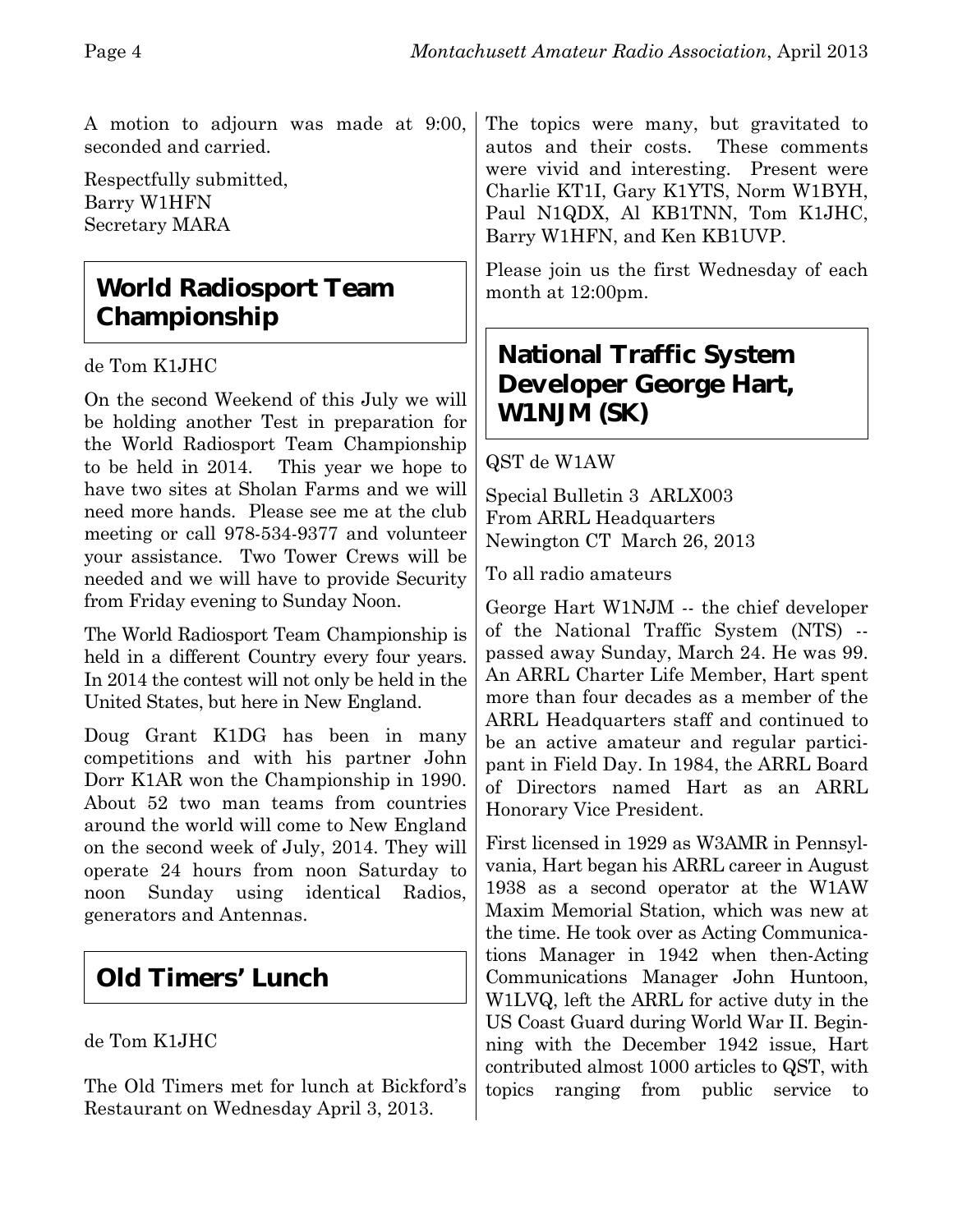A motion to adjourn was made at 9:00, seconded and carried.

Respectfully submitted,
Barry W1HFN
Secretary MARA

## World Radiosport Team Championship

de Tom K1JHC

On the second Weekend of this July we will be holding another Test in preparation for the World Radiosport Team Championship to be held in 2014. This year we hope to have two sites at Sholan Farms and we will need more hands. Please see me at the club meeting or call 978-534-9377 and volunteer your assistance. Two Tower Crews will be needed and we will have to provide Security from Friday evening to Sunday Noon.

The World Radiosport Team Championship is held in a different Country every four years. In 2014 the contest will not only be held in the United States, but here in New England.

Doug Grant K1DG has been in many competitions and with his partner John Dorr K1AR won the Championship in 1990. About 52 two man teams from countries around the world will come to New England on the second week of July, 2014. They will operate 24 hours from noon Saturday to noon Sunday using identical Radios, generators and Antennas.

## Old Timers' Lunch

de Tom K1JHC

The Old Timers met for lunch at Bickford's Restaurant on Wednesday April 3, 2013. The topics were many, but gravitated to autos and their costs. These comments were vivid and interesting. Present were Charlie KT1I, Gary K1YTS, Norm W1BYH, Paul N1QDX, Al KB1TNN, Tom K1JHC, Barry W1HFN, and Ken KB1UVP.

Please join us the first Wednesday of each month at 12:00pm.

## National Traffic System Developer George Hart, W1NJM (SK)

QST de W1AW

Special Bulletin 3 ARLX003
From ARRL Headquarters
Newington CT March 26, 2013

To all radio amateurs

George Hart W1NJM -- the chief developer of the National Traffic System (NTS) -- passed away Sunday, March 24. He was 99. An ARRL Charter Life Member, Hart spent more than four decades as a member of the ARRL Headquarters staff and continued to be an active amateur and regular participant in Field Day. In 1984, the ARRL Board of Directors named Hart as an ARRL Honorary Vice President.

First licensed in 1929 as W3AMR in Pennsylvania, Hart began his ARRL career in August 1938 as a second operator at the W1AW Maxim Memorial Station, which was new at the time. He took over as Acting Communications Manager in 1942 when then-Acting Communications Manager John Huntoon, W1LVQ, left the ARRL for active duty in the US Coast Guard during World War II. Beginning with the December 1942 issue, Hart contributed almost 1000 articles to QST, with topics ranging from public service to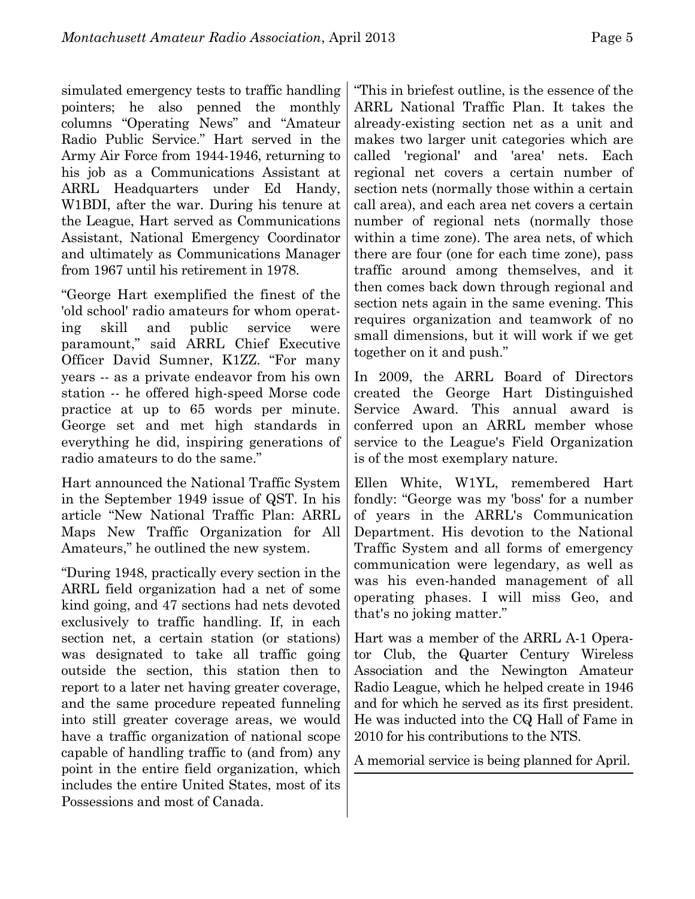simulated emergency tests to traffic handling pointers; he also penned the monthly columns "Operating News" and "Amateur Radio Public Service." Hart served in the Army Air Force from 1944-1946, returning to his job as a Communications Assistant at ARRL Headquarters under Ed Handy, W1BDI, after the war. During his tenure at the League, Hart served as Communications Assistant, National Emergency Coordinator and ultimately as Communications Manager from 1967 until his retirement in 1978.

"George Hart exemplified the finest of the 'old school' radio amateurs for whom operating skill and public service were paramount," said ARRL Chief Executive Officer David Sumner, K1ZZ. "For many years -- as a private endeavor from his own station -- he offered high-speed Morse code practice at up to 65 words per minute. George set and met high standards in everything he did, inspiring generations of radio amateurs to do the same."

Hart announced the National Traffic System in the September 1949 issue of QST. In his article "New National Traffic Plan: ARRL Maps New Traffic Organization for All Amateurs," he outlined the new system.

"During 1948, practically every section in the ARRL field organization had a net of some kind going, and 47 sections had nets devoted exclusively to traffic handling. If, in each section net, a certain station (or stations) was designated to take all traffic going outside the section, this station then to report to a later net having greater coverage, and the same procedure repeated funneling into still greater coverage areas, we would have a traffic organization of national scope capable of handling traffic to (and from) any point in the entire field organization, which includes the entire United States, most of its Possessions and most of Canada.

"This in briefest outline, is the essence of the ARRL National Traffic Plan. It takes the already-existing section net as a unit and makes two larger unit categories which are called 'regional' and 'area' nets. Each regional net covers a certain number of section nets (normally those within a certain call area), and each area net covers a certain number of regional nets (normally those within a time zone). The area nets, of which there are four (one for each time zone), pass traffic around among themselves, and it then comes back down through regional and section nets again in the same evening. This requires organization and teamwork of no small dimensions, but it will work if we get together on it and push."

In 2009, the ARRL Board of Directors created the George Hart Distinguished Service Award. This annual award is conferred upon an ARRL member whose service to the League's Field Organization is of the most exemplary nature.

Ellen White, W1YL, remembered Hart fondly: "George was my 'boss' for a number of years in the ARRL's Communication Department. His devotion to the National Traffic System and all forms of emergency communication were legendary, as well as was his even-handed management of all operating phases. I will miss Geo, and that's no joking matter."

Hart was a member of the ARRL A-1 Operator Club, the Quarter Century Wireless Association and the Newington Amateur Radio League, which he helped create in 1946 and for which he served as its first president. He was inducted into the CQ Hall of Fame in 2010 for his contributions to the NTS.

A memorial service is being planned for April.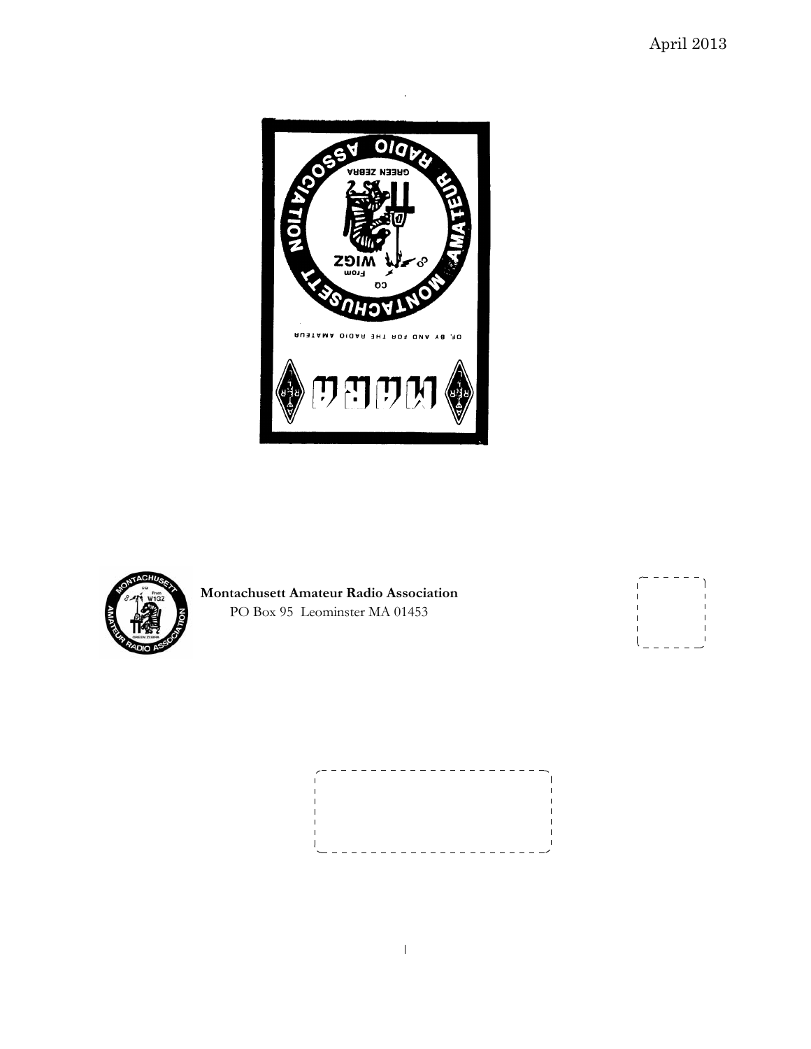April 2013

**Montachusett Amateur Radio Association**

PO Box 95 Leominster MA 01453